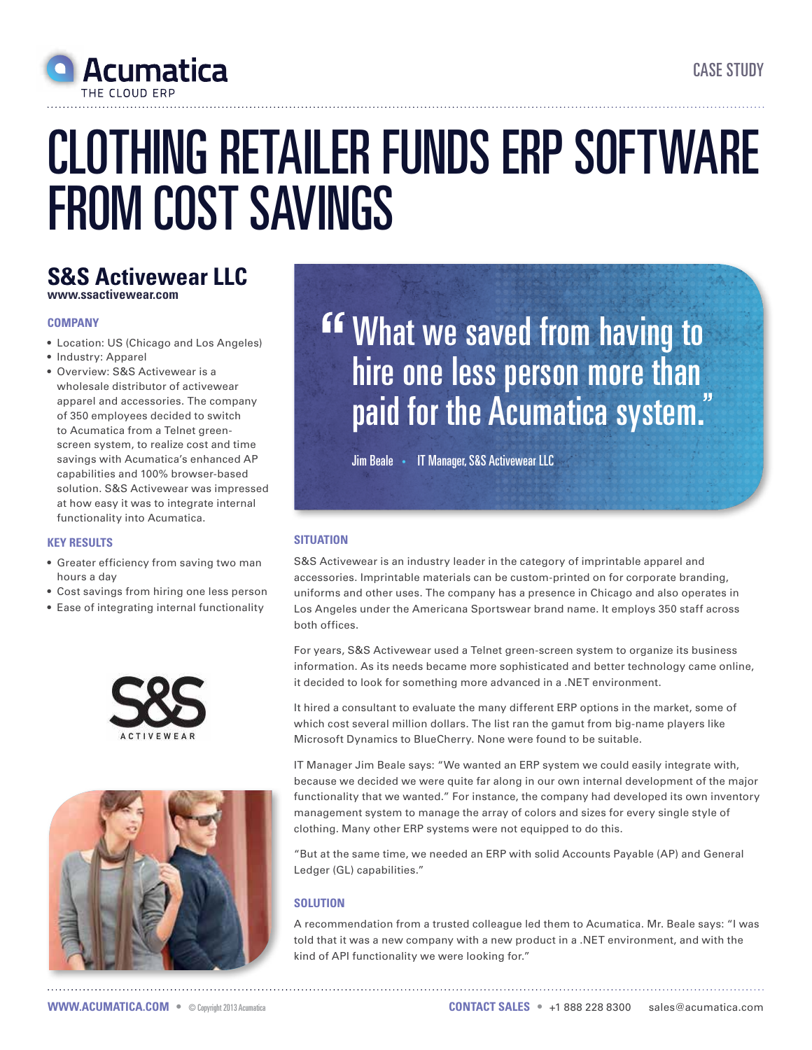CASE STUDY

# CLOTHING RETAILER FUNDS ERP SOFTWARE FROM COST SAVINGS

## S&S Activewear LLC

**www.ssactivewear.com**

### COMPANY

- Location: US (Chicago and Los Angeles)
- Industry: Apparel
- Overview: S&S Activewear is a wholesale distributor of activewear apparel and accessories. The company of 350 employees decided to switch to Acumatica from a Telnet green-screen system, to realize cost and time savings with Acumatica's enhanced AP capabilities and 100% browser-based solution. S&S Activewear was impressed at how easy it was to integrate internal functionality into Acumatica.

### KEY RESULTS

- Greater efficiency from saving two man hours a day
- Cost savings from hiring one less person
- Ease of integrating internal functionality

> "What we saved from having to hire one less person more than paid for the Acumatica system."
>
> Jim Beale • IT Manager, S&S Activewear LLC

### SITUATION

S&S Activewear is an industry leader in the category of imprintable apparel and accessories. Imprintable materials can be custom-printed on for corporate branding, uniforms and other uses. The company has a presence in Chicago and also operates in Los Angeles under the Americana Sportswear brand name. It employs 350 staff across both offices.

For years, S&S Activewear used a Telnet green-screen system to organize its business information. As its needs became more sophisticated and better technology came online, it decided to look for something more advanced in a .NET environment.

It hired a consultant to evaluate the many different ERP options in the market, some of which cost several million dollars. The list ran the gamut from big-name players like Microsoft Dynamics to BlueCherry. None were found to be suitable.

IT Manager Jim Beale says: "We wanted an ERP system we could easily integrate with, because we decided we were quite far along in our own internal development of the major functionality that we wanted." For instance, the company had developed its own inventory management system to manage the array of colors and sizes for every single style of clothing. Many other ERP systems were not equipped to do this.

"But at the same time, we needed an ERP with solid Accounts Payable (AP) and General Ledger (GL) capabilities."

### SOLUTION

A recommendation from a trusted colleague led them to Acumatica. Mr. Beale says: "I was told that it was a new company with a new product in a .NET environment, and with the kind of API functionality we were looking for."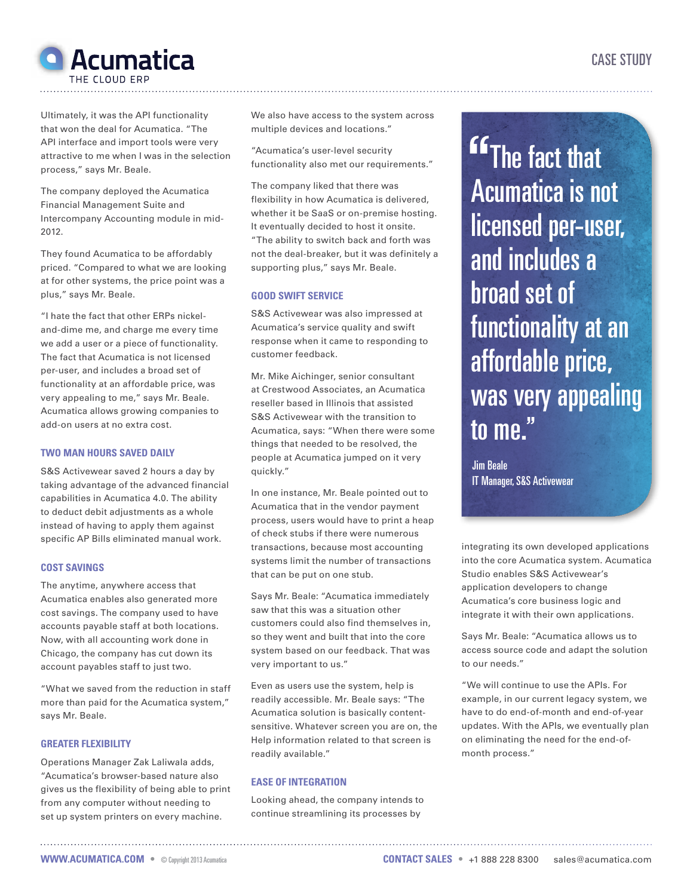Ultimately, it was the API functionality that won the deal for Acumatica. "The API interface and import tools were very attractive to me when I was in the selection process," says Mr. Beale.

The company deployed the Acumatica Financial Management Suite and Intercompany Accounting module in mid-2012.

They found Acumatica to be affordably priced. "Compared to what we are looking at for other systems, the price point was a plus," says Mr. Beale.

"I hate the fact that other ERPs nickel-and-dime me, and charge me every time we add a user or a piece of functionality. The fact that Acumatica is not licensed per-user, and includes a broad set of functionality at an affordable price, was very appealing to me," says Mr. Beale. Acumatica allows growing companies to add-on users at no extra cost.

### TWO MAN HOURS SAVED DAILY

S&S Activewear saved 2 hours a day by taking advantage of the advanced financial capabilities in Acumatica 4.0. The ability to deduct debit adjustments as a whole instead of having to apply them against specific AP Bills eliminated manual work.

### COST SAVINGS

The anytime, anywhere access that Acumatica enables also generated more cost savings. The company used to have accounts payable staff at both locations. Now, with all accounting work done in Chicago, the company has cut down its account payables staff to just two.

"What we saved from the reduction in staff more than paid for the Acumatica system," says Mr. Beale.

### GREATER FLEXIBILITY

Operations Manager Zak Laliwala adds, "Acumatica's browser-based nature also gives us the flexibility of being able to print from any computer without needing to set up system printers on every machine. We also have access to the system across multiple devices and locations."

"Acumatica's user-level security functionality also met our requirements."

The company liked that there was flexibility in how Acumatica is delivered, whether it be SaaS or on-premise hosting. It eventually decided to host it onsite. "The ability to switch back and forth was not the deal-breaker, but it was definitely a supporting plus," says Mr. Beale.

### GOOD SWIFT SERVICE

S&S Activewear was also impressed at Acumatica's service quality and swift response when it came to responding to customer feedback.

Mr. Mike Aichinger, senior consultant at Crestwood Associates, an Acumatica reseller based in Illinois that assisted S&S Activewear with the transition to Acumatica, says: "When there were some things that needed to be resolved, the people at Acumatica jumped on it very quickly."

In one instance, Mr. Beale pointed out to Acumatica that in the vendor payment process, users would have to print a heap of check stubs if there were numerous transactions, because most accounting systems limit the number of transactions that can be put on one stub.

Says Mr. Beale: "Acumatica immediately saw that this was a situation other customers could also find themselves in, so they went and built that into the core system based on our feedback. That was very important to us."

Even as users use the system, help is readily accessible. Mr. Beale says: "The Acumatica solution is basically content-sensitive. Whatever screen you are on, the Help information related to that screen is readily available."

### EASE OF INTEGRATION

Looking ahead, the company intends to continue streamlining its processes by integrating its own developed applications into the core Acumatica system. Acumatica Studio enables S&S Activewear's application developers to change Acumatica's core business logic and integrate it with their own applications.

> "The fact that Acumatica is not licensed per-user, and includes a broad set of functionality at an affordable price, was very appealing to me."
>
> Jim Beale
> IT Manager, S&S Activewear

Says Mr. Beale: "Acumatica allows us to access source code and adapt the solution to our needs."

"We will continue to use the APIs. For example, in our current legacy system, we have to do end-of-month and end-of-year updates. With the APIs, we eventually plan on eliminating the need for the end-of-month process."